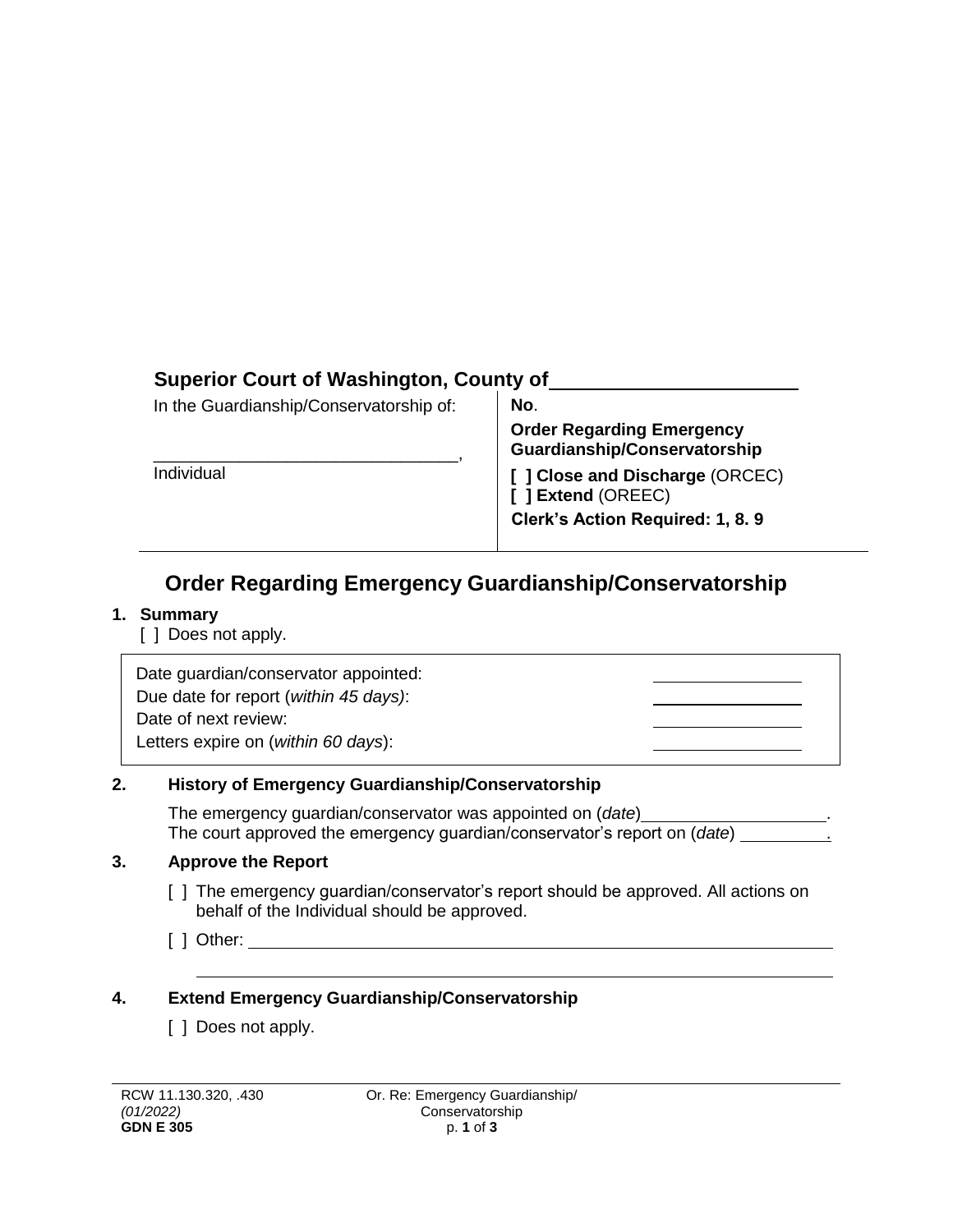## Superior Court of Washington, County of ____________________

In the Guardianship/Conservatorship of:

______________________________,
Individual

**No**.

**Order Regarding Emergency Guardianship/Conservatorship**

**[ ] Close and Discharge** (ORCEC)
**[ ] Extend** (OREEC)

**Clerk's Action Required: 1, 8. 9**

# Order Regarding Emergency Guardianship/Conservatorship

### 1. Summary

[ ] Does not apply.

| | |
|---|---|
| Date guardian/conservator appointed: | ____________ |
| Due date for report (*within 45 days)*: | ____________ |
| Date of next review: | ____________ |
| Letters expire on (*within 60 days*): | ____________ |

### 2. History of Emergency Guardianship/Conservatorship

The emergency guardian/conservator was appointed on (*date*)________________.
The court approved the emergency guardian/conservator's report on (*date*) ________.

### 3. Approve the Report

[ ] The emergency guardian/conservator's report should be approved. All actions on behalf of the Individual should be approved.

[ ] Other: ______________________________________________________________

______________________________________________________________

### 4. Extend Emergency Guardianship/Conservatorship

[ ] Does not apply.

RCW 11.130.320, .430
*(01/2022)*
**GDN E 305**

Or. Re: Emergency Guardianship/ Conservatorship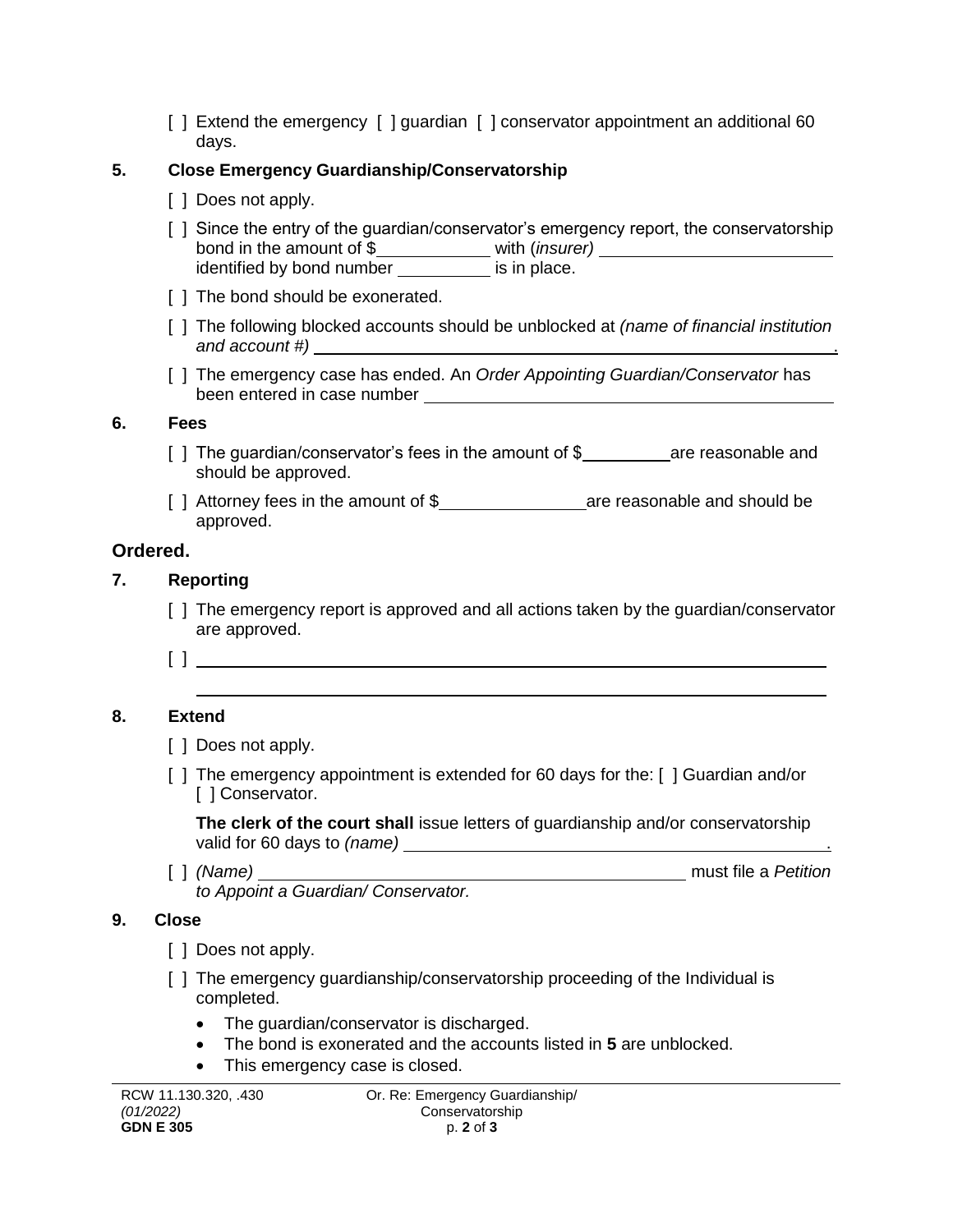[ ] Extend the emergency [ ] guardian [ ] conservator appointment an additional 60 days.

**5. Close Emergency Guardianship/Conservatorship**

[ ] Does not apply.

[ ] Since the entry of the guardian/conservator's emergency report, the conservatorship bond in the amount of $\_\_\_\_\_\_\_\_\_\_ with (*insurer*) \_\_\_\_\_\_\_\_\_\_\_\_\_\_\_\_\_\_\_\_ identified by bond number \_\_\_\_\_\_\_\_\_\_ is in place.

[ ] The bond should be exonerated.

[ ] The following blocked accounts should be unblocked at *(name of financial institution and account #)* \_\_\_\_\_\_\_\_\_\_\_\_\_\_\_\_\_\_\_\_\_\_\_\_\_\_\_\_\_\_\_\_\_\_\_\_\_\_\_\_.

[ ] The emergency case has ended. An *Order Appointing Guardian/Conservator* has been entered in case number \_\_\_\_\_\_\_\_\_\_\_\_\_\_\_\_\_\_\_\_\_\_\_\_\_\_\_\_\_\_

**6. Fees**

[ ] The guardian/conservator's fees in the amount of $\_\_\_\_\_\_\_\_\_\_ are reasonable and should be approved.

[ ] Attorney fees in the amount of $\_\_\_\_\_\_\_\_\_\_\_\_\_\_\_ are reasonable and should be approved.

## Ordered.

**7. Reporting**

[ ] The emergency report is approved and all actions taken by the guardian/conservator are approved.

[ ] \_\_\_\_\_\_\_\_\_\_\_\_\_\_\_\_\_\_\_\_\_\_\_\_\_\_\_\_\_\_\_\_\_\_\_\_\_\_\_\_\_\_\_\_\_\_\_\_\_\_\_\_\_\_\_\_\_\_\_\_
\_\_\_\_\_\_\_\_\_\_\_\_\_\_\_\_\_\_\_\_\_\_\_\_\_\_\_\_\_\_\_\_\_\_\_\_\_\_\_\_\_\_\_\_\_\_\_\_\_\_\_\_\_\_\_\_\_\_\_\_

**8. Extend**

[ ] Does not apply.

[ ] The emergency appointment is extended for 60 days for the: [ ] Guardian and/or [ ] Conservator.

**The clerk of the court shall** issue letters of guardianship and/or conservatorship valid for 60 days to *(name)* \_\_\_\_\_\_\_\_\_\_\_\_\_\_\_\_\_\_\_\_\_\_\_\_\_\_\_\_\_\_\_\_\_\_\_\_\_\_\_\_.

[ ] *(Name)* \_\_\_\_\_\_\_\_\_\_\_\_\_\_\_\_\_\_\_\_\_\_\_\_\_\_\_\_\_\_\_\_\_\_\_\_\_\_\_\_ must file a *Petition to Appoint a Guardian/ Conservator.*

**9. Close**

[ ] Does not apply.

[ ] The emergency guardianship/conservatorship proceeding of the Individual is completed.

- The guardian/conservator is discharged.
- The bond is exonerated and the accounts listed in **5** are unblocked.
- This emergency case is closed.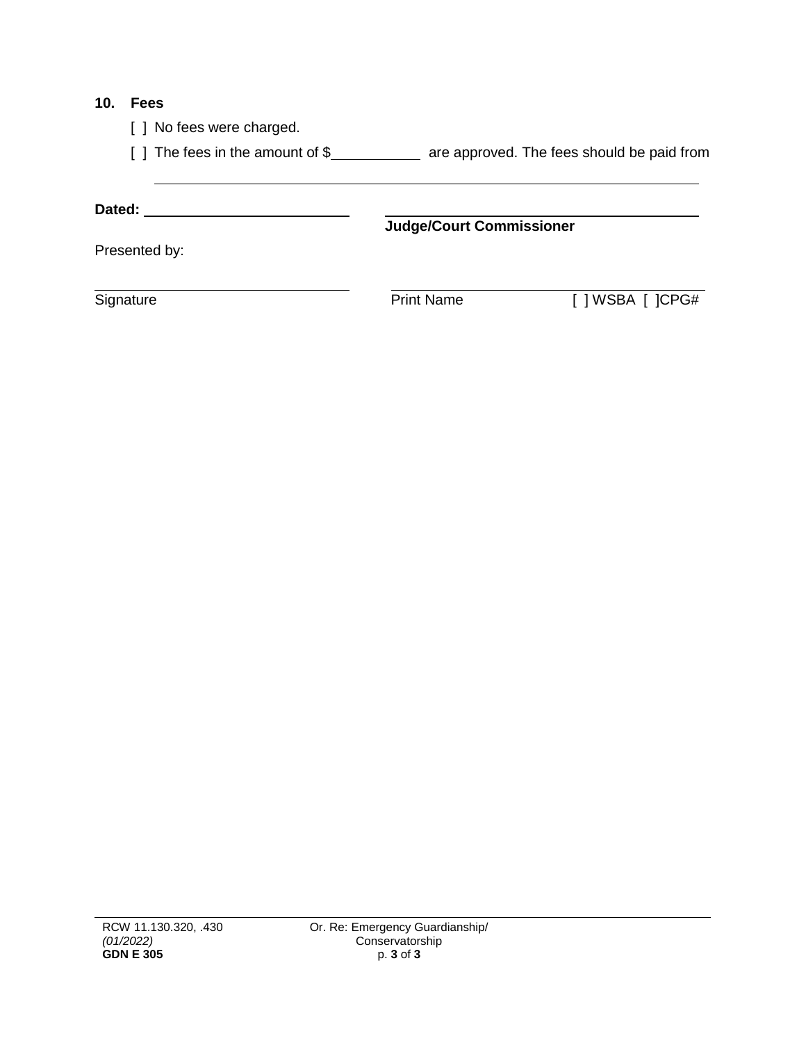### 10. Fees

[ ] No fees were charged.

[ ] The fees in the amount of $__________ are approved. The fees should be paid from

______________________________________________________________

**Dated:** ______________________ ______________________________
**Judge/Court Commissioner**

Presented by:

______________________________ ______________________________

Signature Print Name [ ] WSBA [ ]CPG#